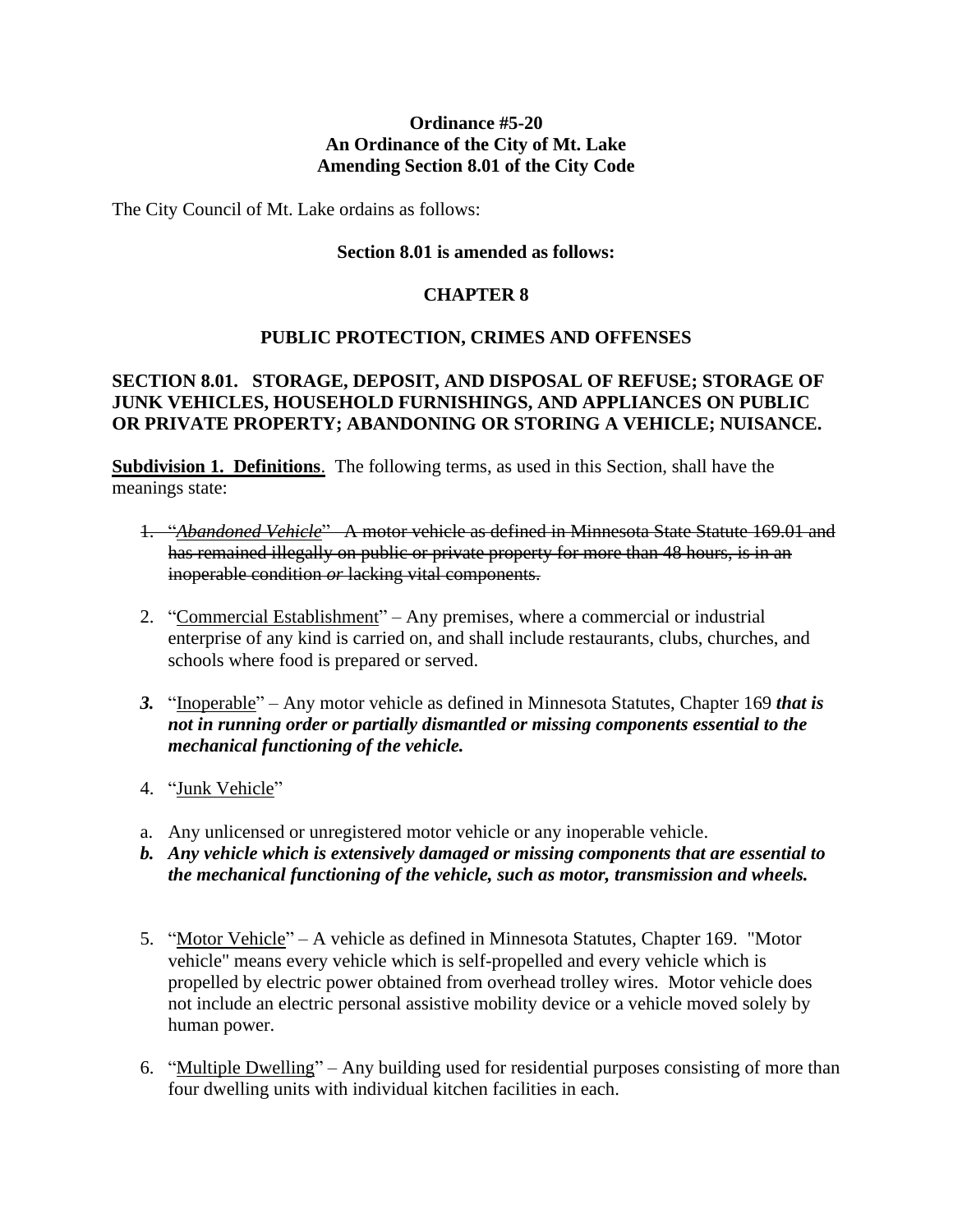**Ordinance #5-20**
**An Ordinance of the City of Mt. Lake**
**Amending Section 8.01 of the City Code**

The City Council of Mt. Lake ordains as follows:

**Section 8.01 is amended as follows:**

## CHAPTER 8

## PUBLIC PROTECTION, CRIMES AND OFFENSES

### SECTION 8.01. STORAGE, DEPOSIT, AND DISPOSAL OF REFUSE; STORAGE OF JUNK VEHICLES, HOUSEHOLD FURNISHINGS, AND APPLIANCES ON PUBLIC OR PRIVATE PROPERTY; ABANDONING OR STORING A VEHICLE; NUISANCE.

**Subdivision 1. Definitions**. The following terms, as used in this Section, shall have the meanings state:

1. ~~"*Abandoned Vehicle*" A motor vehicle as defined in Minnesota State Statute 169.01 and has remained illegally on public or private property for more than 48 hours, is in an inoperable condition *or* lacking vital components.~~

2. "Commercial Establishment" – Any premises, where a commercial or industrial enterprise of any kind is carried on, and shall include restaurants, clubs, churches, and schools where food is prepared or served.

3. "Inoperable" – Any motor vehicle as defined in Minnesota Statutes, Chapter 169 ***that is not in running order or partially dismantled or missing components essential to the mechanical functioning of the vehicle.***

4. "Junk Vehicle"

a. Any unlicensed or unregistered motor vehicle or any inoperable vehicle.

***b. Any vehicle which is extensively damaged or missing components that are essential to the mechanical functioning of the vehicle, such as motor, transmission and wheels.***

5. "Motor Vehicle" – A vehicle as defined in Minnesota Statutes, Chapter 169. "Motor vehicle" means every vehicle which is self-propelled and every vehicle which is propelled by electric power obtained from overhead trolley wires. Motor vehicle does not include an electric personal assistive mobility device or a vehicle moved solely by human power.

6. "Multiple Dwelling" – Any building used for residential purposes consisting of more than four dwelling units with individual kitchen facilities in each.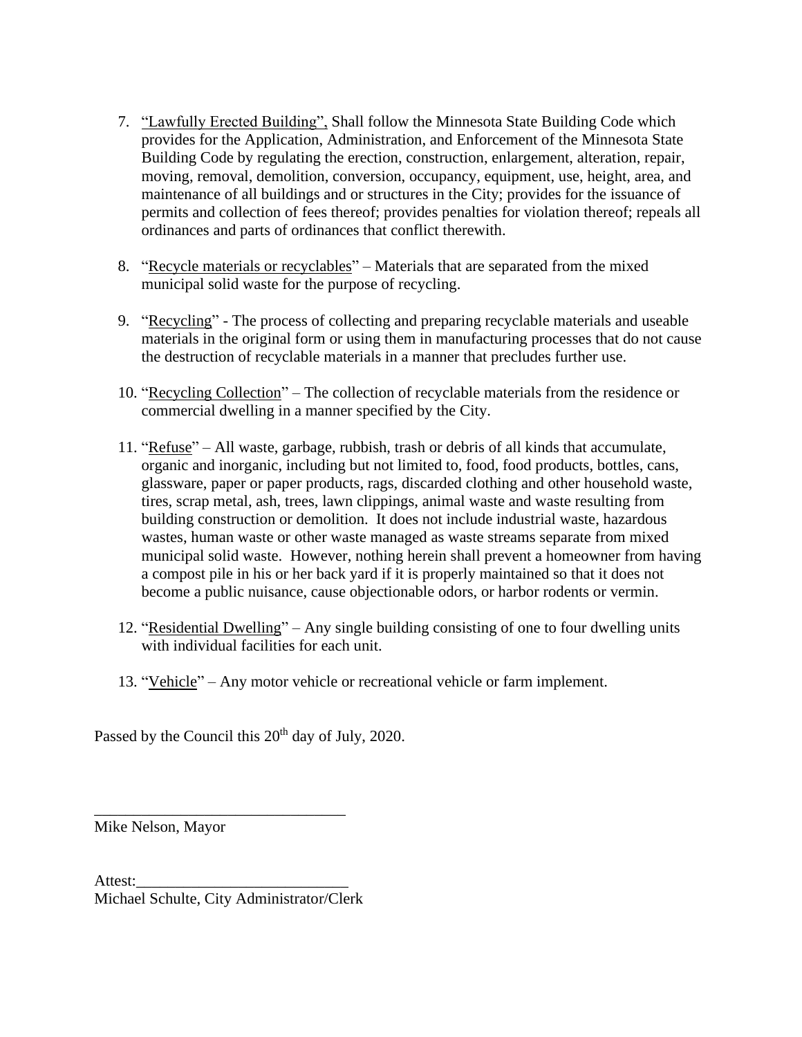7. "Lawfully Erected Building", Shall follow the Minnesota State Building Code which provides for the Application, Administration, and Enforcement of the Minnesota State Building Code by regulating the erection, construction, enlargement, alteration, repair, moving, removal, demolition, conversion, occupancy, equipment, use, height, area, and maintenance of all buildings and or structures in the City; provides for the issuance of permits and collection of fees thereof; provides penalties for violation thereof; repeals all ordinances and parts of ordinances that conflict therewith.

8. "Recycle materials or recyclables" – Materials that are separated from the mixed municipal solid waste for the purpose of recycling.

9. "Recycling" - The process of collecting and preparing recyclable materials and useable materials in the original form or using them in manufacturing processes that do not cause the destruction of recyclable materials in a manner that precludes further use.

10. "Recycling Collection" – The collection of recyclable materials from the residence or commercial dwelling in a manner specified by the City.

11. "Refuse" – All waste, garbage, rubbish, trash or debris of all kinds that accumulate, organic and inorganic, including but not limited to, food, food products, bottles, cans, glassware, paper or paper products, rags, discarded clothing and other household waste, tires, scrap metal, ash, trees, lawn clippings, animal waste and waste resulting from building construction or demolition. It does not include industrial waste, hazardous wastes, human waste or other waste managed as waste streams separate from mixed municipal solid waste. However, nothing herein shall prevent a homeowner from having a compost pile in his or her back yard if it is properly maintained so that it does not become a public nuisance, cause objectionable odors, or harbor rodents or vermin.

12. "Residential Dwelling" – Any single building consisting of one to four dwelling units with individual facilities for each unit.

13. "Vehicle" – Any motor vehicle or recreational vehicle or farm implement.

Passed by the Council this 20th day of July, 2020.

\_\_\_\_\_\_\_\_\_\_\_\_\_\_\_\_\_\_\_\_\_\_\_\_\_\_\_\_\_\_\_\_
Mike Nelson, Mayor

Attest:\_\_\_\_\_\_\_\_\_\_\_\_\_\_\_\_\_\_\_\_\_\_\_\_\_\_\_
Michael Schulte, City Administrator/Clerk